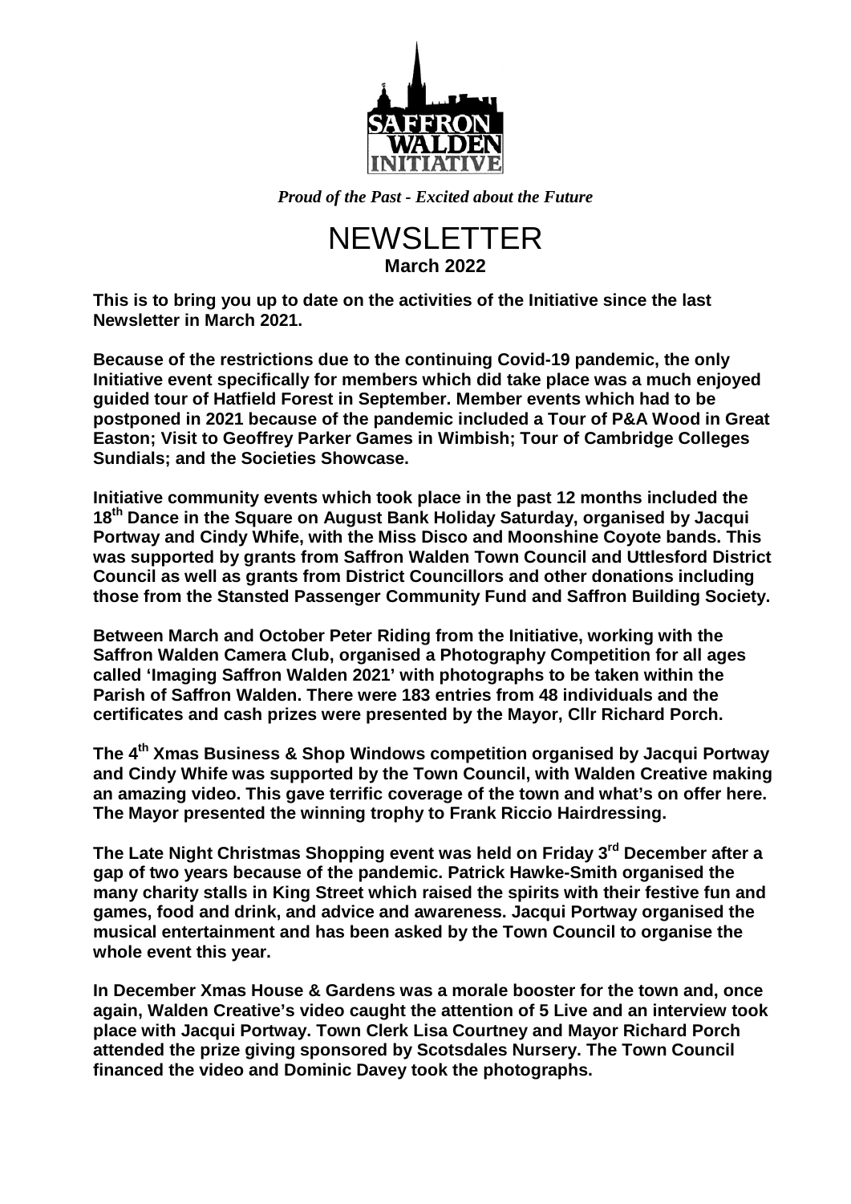*Proud of the Past - Excited about the Future*

# NEWSLETTER

**March 2022**

**This is to bring you up to date on the activities of the Initiative since the last Newsletter in March 2021.**

**Because of the restrictions due to the continuing Covid-19 pandemic, the only Initiative event specifically for members which did take place was a much enjoyed guided tour of Hatfield Forest in September. Member events which had to be postponed in 2021 because of the pandemic included a Tour of P&A Wood in Great Easton; Visit to Geoffrey Parker Games in Wimbish; Tour of Cambridge Colleges Sundials; and the Societies Showcase.**

**Initiative community events which took place in the past 12 months included the 18th Dance in the Square on August Bank Holiday Saturday, organised by Jacqui Portway and Cindy Whife, with the Miss Disco and Moonshine Coyote bands. This was supported by grants from Saffron Walden Town Council and Uttlesford District Council as well as grants from District Councillors and other donations including those from the Stansted Passenger Community Fund and Saffron Building Society.**

**Between March and October Peter Riding from the Initiative, working with the Saffron Walden Camera Club, organised a Photography Competition for all ages called 'Imaging Saffron Walden 2021' with photographs to be taken within the Parish of Saffron Walden. There were 183 entries from 48 individuals and the certificates and cash prizes were presented by the Mayor, Cllr Richard Porch.**

**The 4th Xmas Business & Shop Windows competition organised by Jacqui Portway and Cindy Whife was supported by the Town Council, with Walden Creative making an amazing video. This gave terrific coverage of the town and what's on offer here. The Mayor presented the winning trophy to Frank Riccio Hairdressing.**

**The Late Night Christmas Shopping event was held on Friday 3rd December after a gap of two years because of the pandemic. Patrick Hawke-Smith organised the many charity stalls in King Street which raised the spirits with their festive fun and games, food and drink, and advice and awareness. Jacqui Portway organised the musical entertainment and has been asked by the Town Council to organise the whole event this year.**

**In December Xmas House & Gardens was a morale booster for the town and, once again, Walden Creative's video caught the attention of 5 Live and an interview took place with Jacqui Portway. Town Clerk Lisa Courtney and Mayor Richard Porch attended the prize giving sponsored by Scotsdales Nursery. The Town Council financed the video and Dominic Davey took the photographs.**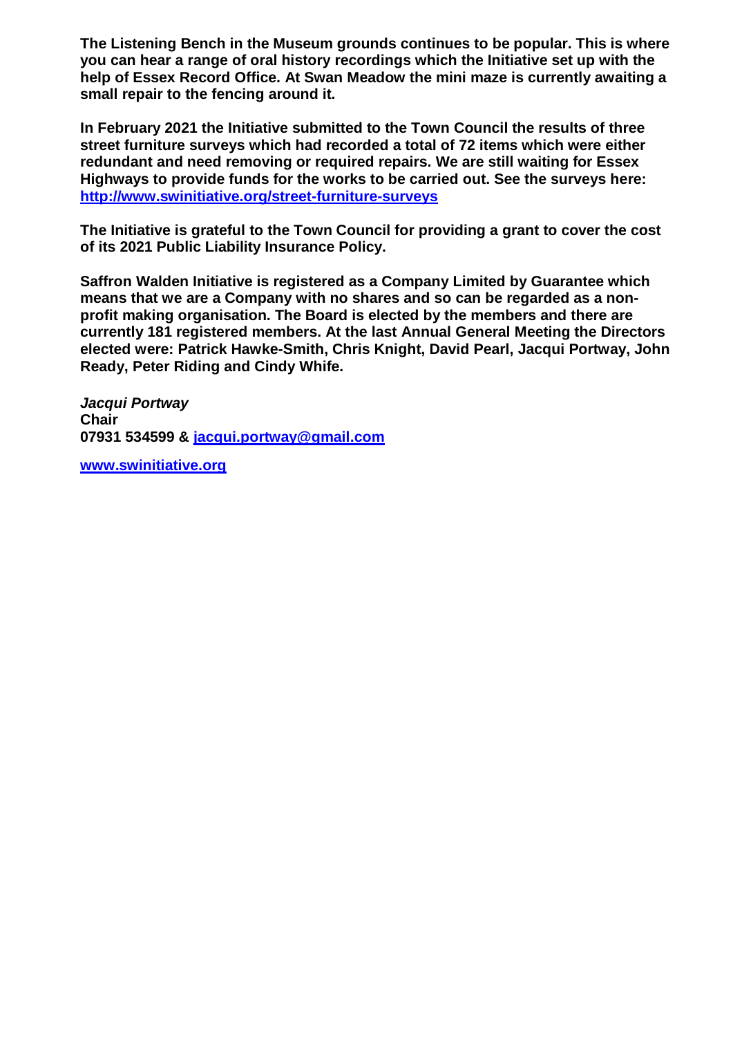**The Listening Bench in the Museum grounds continues to be popular. This is where you can hear a range of oral history recordings which the Initiative set up with the help of Essex Record Office. At Swan Meadow the mini maze is currently awaiting a small repair to the fencing around it.**

**In February 2021 the Initiative submitted to the Town Council the results of three street furniture surveys which had recorded a total of 72 items which were either redundant and need removing or required repairs. We are still waiting for Essex Highways to provide funds for the works to be carried out. See the surveys here: http://www.swinitiative.org/street-furniture-surveys**

**The Initiative is grateful to the Town Council for providing a grant to cover the cost of its 2021 Public Liability Insurance Policy.**

**Saffron Walden Initiative is registered as a Company Limited by Guarantee which means that we are a Company with no shares and so can be regarded as a non-profit making organisation. The Board is elected by the members and there are currently 181 registered members. At the last Annual General Meeting the Directors elected were: Patrick Hawke-Smith, Chris Knight, David Pearl, Jacqui Portway, John Ready, Peter Riding and Cindy Whife.**

***Jacqui Portway***
**Chair**
**07931 534599 & jacqui.portway@gmail.com**

**www.swinitiative.org**